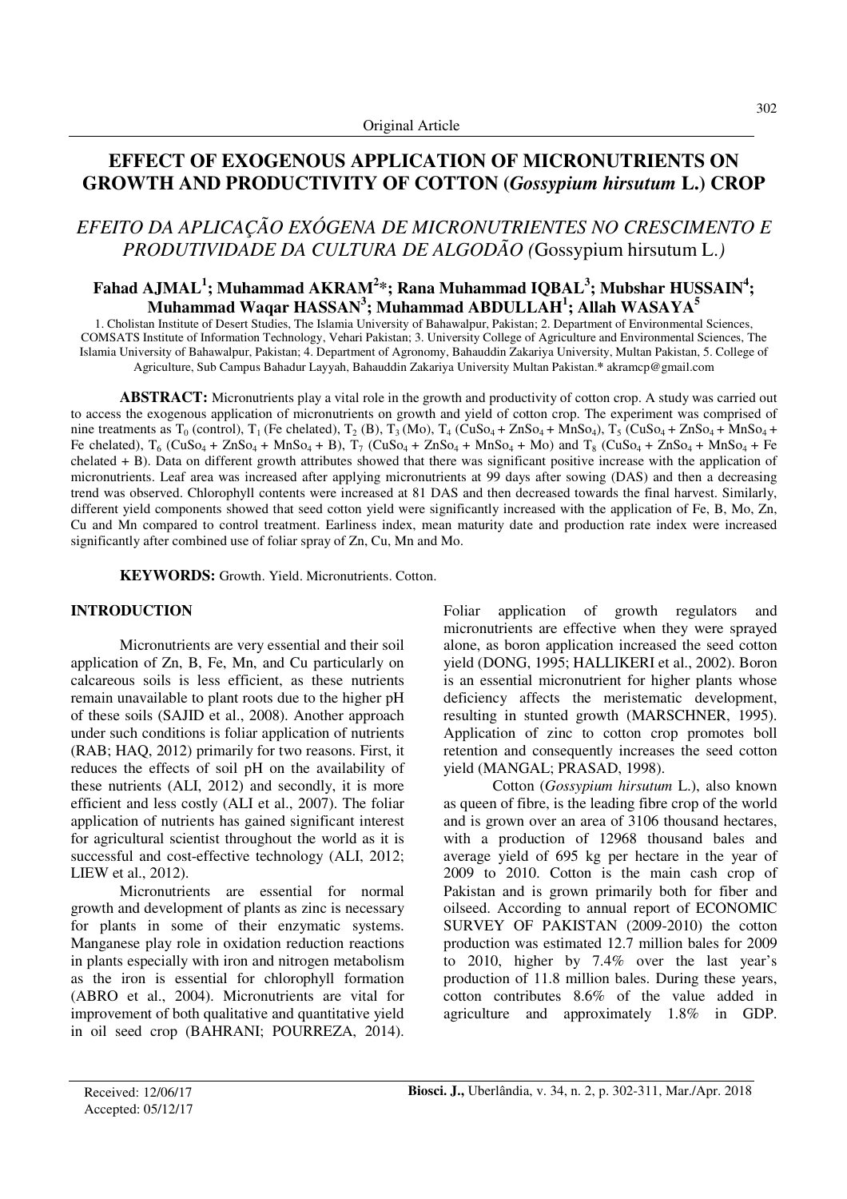Original Article

# EFFECT OF EXOGENOUS APPLICATION OF MICRONUTRIENTS ON GROWTH AND PRODUCTIVITY OF COTTON (*Gossypium hirsutum* L.) CROP

## *EFEITO DA APLICAÇÃO EXÓGENA DE MICRONUTRIENTES NO CRESCIMENTO E PRODUTIVIDADE DA CULTURA DE ALGODÃO (*Gossypium hirsutum L.*)*

**Fahad AJMAL[1]; Muhammad AKRAM[2]*; Rana Muhammad IQBAL[3]; Mubshar HUSSAIN[4]; Muhammad Waqar HASSAN[3]; Muhammad ABDULLAH[1]; Allah WASAYA[5]**

1. Cholistan Institute of Desert Studies, The Islamia University of Bahawalpur, Pakistan; 2. Department of Environmental Sciences, COMSATS Institute of Information Technology, Vehari Pakistan; 3. University College of Agriculture and Environmental Sciences, The Islamia University of Bahawalpur, Pakistan; 4. Department of Agronomy, Bahauddin Zakariya University, Multan Pakistan, 5. College of Agriculture, Sub Campus Bahadur Layyah, Bahauddin Zakariya University Multan Pakistan.* akramcp@gmail.com

**ABSTRACT:** Micronutrients play a vital role in the growth and productivity of cotton crop. A study was carried out to access the exogenous application of micronutrients on growth and yield of cotton crop. The experiment was comprised of nine treatments as $T_0$ (control), $T_1$ (Fe chelated), $T_2$ (B), $T_3$ (Mo), $T_4$ ($CuSo_4$ + $ZnSo_4$ + $MnSo_4$), $T_5$ ($CuSo_4$ + $ZnSo_4$ + $MnSo_4$ + Fe chelated), $T_6$ ($CuSo_4$ + $ZnSo_4$ + $MnSo_4$ + B), $T_7$ ($CuSo_4$ + $ZnSo_4$ + $MnSo_4$ + Mo) and $T_8$ ($CuSo_4$ + $ZnSo_4$ + $MnSo_4$ + Fe chelated + B). Data on different growth attributes showed that there was significant positive increase with the application of micronutrients. Leaf area was increased after applying micronutrients at 99 days after sowing (DAS) and then a decreasing trend was observed. Chlorophyll contents were increased at 81 DAS and then decreased towards the final harvest. Similarly, different yield components showed that seed cotton yield were significantly increased with the application of Fe, B, Mo, Zn, Cu and Mn compared to control treatment. Earliness index, mean maturity date and production rate index were increased significantly after combined use of foliar spray of Zn, Cu, Mn and Mo.

**KEYWORDS:** Growth. Yield. Micronutrients. Cotton.

## INTRODUCTION

Micronutrients are very essential and their soil application of Zn, B, Fe, Mn, and Cu particularly on calcareous soils is less efficient, as these nutrients remain unavailable to plant roots due to the higher pH of these soils (SAJID et al., 2008). Another approach under such conditions is foliar application of nutrients (RAB; HAQ, 2012) primarily for two reasons. First, it reduces the effects of soil pH on the availability of these nutrients (ALI, 2012) and secondly, it is more efficient and less costly (ALI et al., 2007). The foliar application of nutrients has gained significant interest for agricultural scientist throughout the world as it is successful and cost-effective technology (ALI, 2012; LIEW et al., 2012).

Micronutrients are essential for normal growth and development of plants as zinc is necessary for plants in some of their enzymatic systems. Manganese play role in oxidation reduction reactions in plants especially with iron and nitrogen metabolism as the iron is essential for chlorophyll formation (ABRO et al., 2004). Micronutrients are vital for improvement of both qualitative and quantitative yield in oil seed crop (BAHRANI; POURREZA, 2014). Foliar application of growth regulators and micronutrients are effective when they were sprayed alone, as boron application increased the seed cotton yield (DONG, 1995; HALLIKERI et al., 2002). Boron is an essential micronutrient for higher plants whose deficiency affects the meristematic development, resulting in stunted growth (MARSCHNER, 1995). Application of zinc to cotton crop promotes boll retention and consequently increases the seed cotton yield (MANGAL; PRASAD, 1998).

Cotton (*Gossypium hirsutum* L.), also known as queen of fibre, is the leading fibre crop of the world and is grown over an area of 3106 thousand hectares, with a production of 12968 thousand bales and average yield of 695 kg per hectare in the year of 2009 to 2010. Cotton is the main cash crop of Pakistan and is grown primarily both for fiber and oilseed. According to annual report of ECONOMIC SURVEY OF PAKISTAN (2009-2010) the cotton production was estimated 12.7 million bales for 2009 to 2010, higher by 7.4% over the last year's production of 11.8 million bales. During these years, cotton contributes 8.6% of the value added in agriculture and approximately 1.8% in GDP.

Received: 12/06/17
Accepted: 05/12/17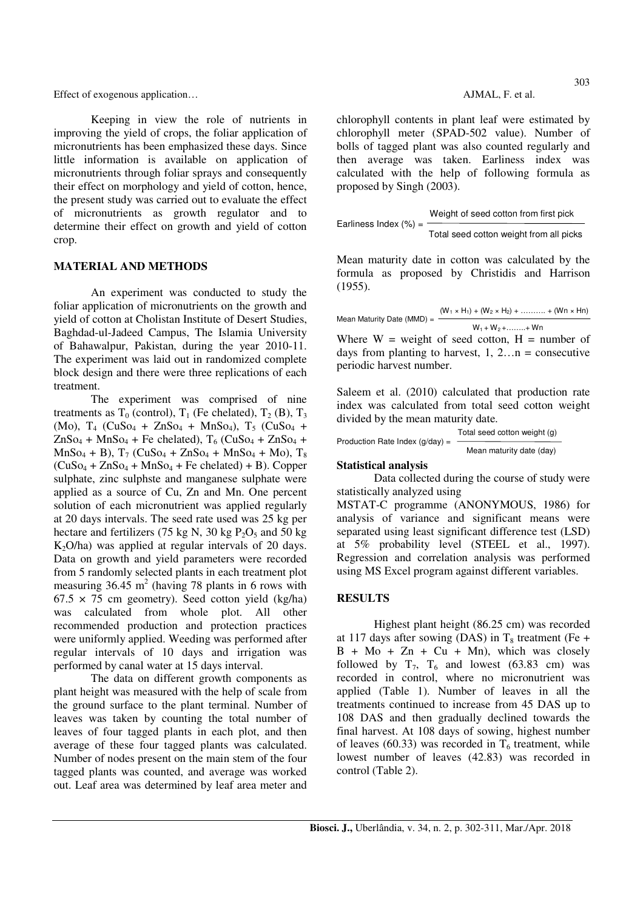Keeping in view the role of nutrients in improving the yield of crops, the foliar application of micronutrients has been emphasized these days. Since little information is available on application of micronutrients through foliar sprays and consequently their effect on morphology and yield of cotton, hence, the present study was carried out to evaluate the effect of micronutrients as growth regulator and to determine their effect on growth and yield of cotton crop.

## MATERIAL AND METHODS

An experiment was conducted to study the foliar application of micronutrients on the growth and yield of cotton at Cholistan Institute of Desert Studies, Baghdad-ul-Jadeed Campus, The Islamia University of Bahawalpur, Pakistan, during the year 2010-11. The experiment was laid out in randomized complete block design and there were three replications of each treatment.

The experiment was comprised of nine treatments as $T_0$ (control), $T_1$ (Fe chelated), $T_2$ (B), $T_3$ (Mo), $T_4$ ($CuSo_4$ + $ZnSo_4$ + $MnSo_4$), $T_5$ ($CuSo_4$ + $ZnSo_4$ + $MnSo_4$ + Fe chelated), $T_6$ ($CuSo_4$ + $ZnSo_4$ + $MnSo_4$ + B), $T_7$ ($CuSo_4$ + $ZnSo_4$ + $MnSo_4$ + Mo), $T_8$ ($CuSo_4$ + $ZnSo_4$ + $MnSo_4$ + Fe chelated) + B). Copper sulphate, zinc sulphste and manganese sulphate were applied as a source of Cu, Zn and Mn. One percent solution of each micronutrient was applied regularly at 20 days intervals. The seed rate used was 25 kg per hectare and fertilizers (75 kg N, 30 kg $P_2O_5$ and 50 kg $K_2O$/ha) was applied at regular intervals of 20 days. Data on growth and yield parameters were recorded from 5 randomly selected plants in each treatment plot measuring 36.45 $m^2$ (having 78 plants in 6 rows with 67.5 × 75 cm geometry). Seed cotton yield (kg/ha) was calculated from whole plot. All other recommended production and protection practices were uniformly applied. Weeding was performed after regular intervals of 10 days and irrigation was performed by canal water at 15 days interval.

The data on different growth components as plant height was measured with the help of scale from the ground surface to the plant terminal. Number of leaves was taken by counting the total number of leaves of four tagged plants in each plot, and then average of these four tagged plants was calculated. Number of nodes present on the main stem of the four tagged plants was counted, and average was worked out. Leaf area was determined by leaf area meter and chlorophyll contents in plant leaf were estimated by chlorophyll meter (SPAD-502 value). Number of bolls of tagged plant was also counted regularly and then average was taken. Earliness index was calculated with the help of following formula as proposed by Singh (2003).

$$\text{Earliness Index (\%)} = \frac{\text{Weight of seed cotton from first pick}}{\text{Total seed cotton weight from all picks}}$$

Mean maturity date in cotton was calculated by the formula as proposed by Christidis and Harrison (1955).

$$\text{Mean Maturity Date (MMD)} = \frac{(W_1 \times H_1) + (W_2 \times H_2) + \ldots\ldots\ldots + (W_n \times H_n)}{W_1 + W_2 + \ldots\ldots + W_n}$$

Where W = weight of seed cotton, H = number of days from planting to harvest, 1, 2…n = consecutive periodic harvest number.

Saleem et al. (2010) calculated that production rate index was calculated from total seed cotton weight divided by the mean maturity date.

$$\text{Production Rate Index (g/day)} = \frac{\text{Total seed cotton weight (g)}}{\text{Mean maturity date (day)}}$$

**Statistical analysis**

Data collected during the course of study were statistically analyzed using MSTAT-C programme (ANONYMOUS, 1986) for analysis of variance and significant means were separated using least significant difference test (LSD) at 5% probability level (STEEL et al., 1997). Regression and correlation analysis was performed using MS Excel program against different variables.

## RESULTS

Highest plant height (86.25 cm) was recorded at 117 days after sowing (DAS) in $T_8$ treatment (Fe + B + Mo + Zn + Cu + Mn), which was closely followed by $T_7$, $T_6$ and lowest (63.83 cm) was recorded in control, where no micronutrient was applied (Table 1). Number of leaves in all the treatments continued to increase from 45 DAS up to 108 DAS and then gradually declined towards the final harvest. At 108 days of sowing, highest number of leaves (60.33) was recorded in $T_6$ treatment, while lowest number of leaves (42.83) was recorded in control (Table 2).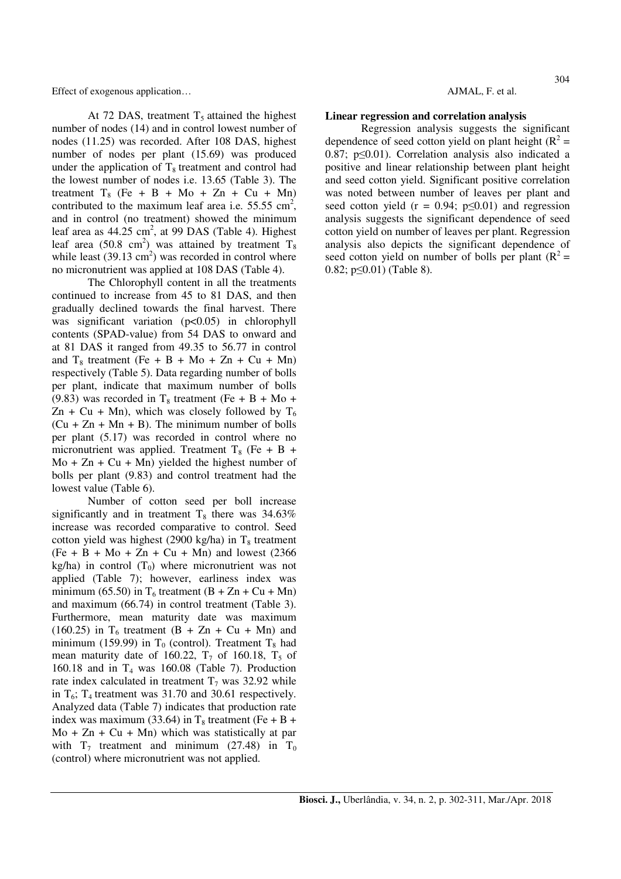At 72 DAS, treatment $T_5$ attained the highest number of nodes (14) and in control lowest number of nodes (11.25) was recorded. After 108 DAS, highest number of nodes per plant (15.69) was produced under the application of $T_8$ treatment and control had the lowest number of nodes i.e. 13.65 (Table 3). The treatment $T_8$ (Fe + B + Mo + Zn + Cu + Mn) contributed to the maximum leaf area i.e. 55.55 $cm^2$, and in control (no treatment) showed the minimum leaf area as 44.25 $cm^2$, at 99 DAS (Table 4). Highest leaf area (50.8 $cm^2$) was attained by treatment $T_8$ while least (39.13 $cm^2$) was recorded in control where no micronutrient was applied at 108 DAS (Table 4).

The Chlorophyll content in all the treatments continued to increase from 45 to 81 DAS, and then gradually declined towards the final harvest. There was significant variation ($p<0.05$) in chlorophyll contents (SPAD-value) from 54 DAS to onward and at 81 DAS it ranged from 49.35 to 56.77 in control and $T_8$ treatment (Fe + B + Mo + Zn + Cu + Mn) respectively (Table 5). Data regarding number of bolls per plant, indicate that maximum number of bolls (9.83) was recorded in $T_8$ treatment (Fe + B + Mo + Zn + Cu + Mn), which was closely followed by $T_6$ (Cu + Zn + Mn + B). The minimum number of bolls per plant (5.17) was recorded in control where no micronutrient was applied. Treatment $T_8$ (Fe + B + Mo + Zn + Cu + Mn) yielded the highest number of bolls per plant (9.83) and control treatment had the lowest value (Table 6).

Number of cotton seed per boll increase significantly and in treatment $T_8$ there was 34.63% increase was recorded comparative to control. Seed cotton yield was highest (2900 kg/ha) in $T_8$ treatment (Fe + B + Mo + Zn + Cu + Mn) and lowest (2366 kg/ha) in control ($T_0$) where micronutrient was not applied (Table 7); however, earliness index was minimum (65.50) in $T_6$ treatment (B + Zn + Cu + Mn) and maximum (66.74) in control treatment (Table 3). Furthermore, mean maturity date was maximum (160.25) in $T_6$ treatment (B + Zn + Cu + Mn) and minimum (159.99) in $T_0$ (control). Treatment $T_8$ had mean maturity date of 160.22, $T_7$ of 160.18, $T_5$ of 160.18 and in $T_4$ was 160.08 (Table 7). Production rate index calculated in treatment $T_7$ was 32.92 while in $T_6$; $T_4$ treatment was 31.70 and 30.61 respectively. Analyzed data (Table 7) indicates that production rate index was maximum (33.64) in $T_8$ treatment (Fe + B + Mo + Zn + Cu + Mn) which was statistically at par with $T_7$ treatment and minimum (27.48) in $T_0$ (control) where micronutrient was not applied.

**Linear regression and correlation analysis**

Regression analysis suggests the significant dependence of seed cotton yield on plant height ($R^2$ = 0.87; $p\leq0.01$). Correlation analysis also indicated a positive and linear relationship between plant height and seed cotton yield. Significant positive correlation was noted between number of leaves per plant and seed cotton yield ($r$ = 0.94; $p\leq0.01$) and regression analysis suggests the significant dependence of seed cotton yield on number of leaves per plant. Regression analysis also depicts the significant dependence of seed cotton yield on number of bolls per plant ($R^2$ = 0.82; $p\leq0.01$) (Table 8).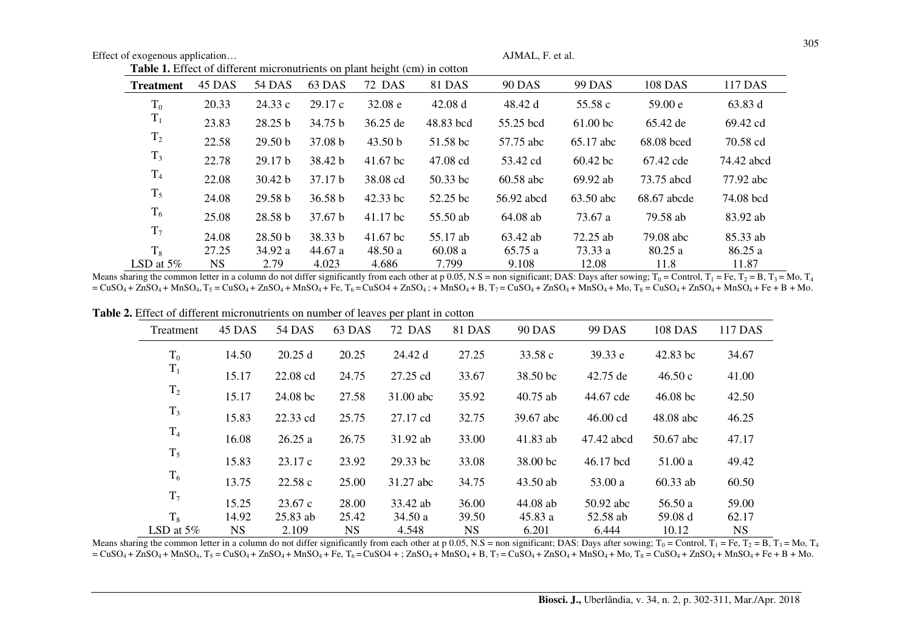**Table 1.** Effect of different micronutrients on plant height (cm) in cotton

| Treatment | 45 DAS | 54 DAS | 63 DAS | 72 DAS | 81 DAS | 90 DAS | 99 DAS | 108 DAS | 117 DAS |
|---|---|---|---|---|---|---|---|---|---|
| $T_0$ | 20.33 | 24.33 c | 29.17 c | 32.08 e | 42.08 d | 48.42 d | 55.58 c | 59.00 e | 63.83 d |
| $T_1$ | 23.83 | 28.25 b | 34.75 b | 36.25 de | 48.83 bcd | 55.25 bcd | 61.00 bc | 65.42 de | 69.42 cd |
| $T_2$ | 22.58 | 29.50 b | 37.08 b | 43.50 b | 51.58 bc | 57.75 abc | 65.17 abc | 68.08 bced | 70.58 cd |
| $T_3$ | 22.78 | 29.17 b | 38.42 b | 41.67 bc | 47.08 cd | 53.42 cd | 60.42 bc | 67.42 cde | 74.42 abcd |
| $T_4$ | 22.08 | 30.42 b | 37.17 b | 38.08 cd | 50.33 bc | 60.58 abc | 69.92 ab | 73.75 abcd | 77.92 abc |
| $T_5$ | 24.08 | 29.58 b | 36.58 b | 42.33 bc | 52.25 bc | 56.92 abcd | 63.50 abc | 68.67 abcde | 74.08 bcd |
| $T_6$ | 25.08 | 28.58 b | 37.67 b | 41.17 bc | 55.50 ab | 64.08 ab | 73.67 a | 79.58 ab | 83.92 ab |
| $T_7$ | 24.08 | 28.50 b | 38.33 b | 41.67 bc | 55.17 ab | 63.42 ab | 72.25 ab | 79.08 abc | 85.33 ab |
| $T_8$ | 27.25 | 34.92 a | 44.67 a | 48.50 a | 60.08 a | 65.75 a | 73.33 a | 80.25 a | 86.25 a |
| LSD at 5% | NS | 2.79 | 4.023 | 4.686 | 7.799 | 9.108 | 12.08 | 11.8 | 11.87 |

Means sharing the common letter in a column do not differ significantly from each other at p 0.05, N.S = non significant; DAS: Days after sowing; $T_0$ = Control, $T_1$ = Fe, $T_2$ = B, $T_3$ = Mo, $T_4$ = $CuSO_4$ + $ZnSO_4$ + $MnSO_4$, $T_5$ = $CuSO_4$ + $ZnSO_4$ + $MnSO_4$ + Fe, $T_6$ = $CuSO_4$ + $ZnSO_4$ ; + $MnSO_4$ + B, $T_7$ = $CuSO_4$ + $ZnSO_4$ + $MnSO_4$ + Mo, $T_8$ = $CuSO_4$ + $ZnSO_4$ + $MnSO_4$ + Fe + B + Mo.

**Table 2.** Effect of different micronutrients on number of leaves per plant in cotton

| Treatment | 45 DAS | 54 DAS | 63 DAS | 72 DAS | 81 DAS | 90 DAS | 99 DAS | 108 DAS | 117 DAS |
|---|---|---|---|---|---|---|---|---|---|
| $T_0$ | 14.50 | 20.25 d | 20.25 | 24.42 d | 27.25 | 33.58 c | 39.33 e | 42.83 bc | 34.67 |
| $T_1$ | 15.17 | 22.08 cd | 24.75 | 27.25 cd | 33.67 | 38.50 bc | 42.75 de | 46.50 c | 41.00 |
| $T_2$ | 15.17 | 24.08 bc | 27.58 | 31.00 abc | 35.92 | 40.75 ab | 44.67 cde | 46.08 bc | 42.50 |
| $T_3$ | 15.83 | 22.33 cd | 25.75 | 27.17 cd | 32.75 | 39.67 abc | 46.00 cd | 48.08 abc | 46.25 |
| $T_4$ | 16.08 | 26.25 a | 26.75 | 31.92 ab | 33.00 | 41.83 ab | 47.42 abcd | 50.67 abc | 47.17 |
| $T_5$ | 15.83 | 23.17 c | 23.92 | 29.33 bc | 33.08 | 38.00 bc | 46.17 bcd | 51.00 a | 49.42 |
| $T_6$ | 13.75 | 22.58 c | 25.00 | 31.27 abc | 34.75 | 43.50 ab | 53.00 a | 60.33 ab | 60.50 |
| $T_7$ | 15.25 | 23.67 c | 28.00 | 33.42 ab | 36.00 | 44.08 ab | 50.92 abc | 56.50 a | 59.00 |
| $T_8$ | 14.92 | 25.83 ab | 25.42 | 34.50 a | 39.50 | 45.83 a | 52.58 ab | 59.08 d | 62.17 |
| LSD at 5% | NS | 2.109 | NS | 4.548 | NS | 6.201 | 6.444 | 10.12 | NS |

Means sharing the common letter in a column do not differ significantly from each other at p 0.05, N.S = non significant; DAS: Days after sowing; $T_0$ = Control, $T_1$ = Fe, $T_2$ = B, $T_3$ = Mo, $T_4$ = $CuSO_4$ + $ZnSO_4$ + $MnSO_4$, $T_5$ = $CuSO_4$ + $ZnSO_4$ + $MnSO_4$ + Fe, $T_6$ = $CuSO_4$ + ; $ZnSO_4$ + $MnSO_4$ + B, $T_7$ = $CuSO_4$ + $ZnSO_4$ + $MnSO_4$ + Mo, $T_8$ = $CuSO_4$ + $ZnSO_4$ + $MnSO_4$ + Fe + B + Mo.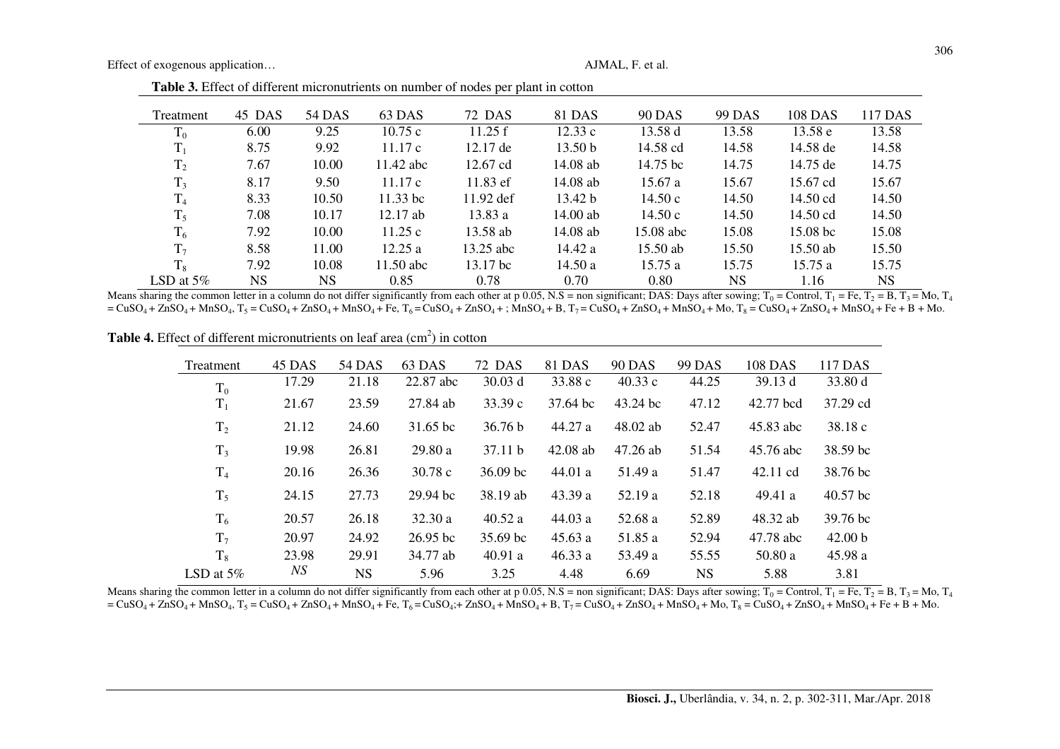**Table 3.** Effect of different micronutrients on number of nodes per plant in cotton

| Treatment | 45 DAS | 54 DAS | 63 DAS | 72 DAS | 81 DAS | 90 DAS | 99 DAS | 108 DAS | 117 DAS |
|---|---|---|---|---|---|---|---|---|---|
| $T_0$ | 6.00 | 9.25 | 10.75 c | 11.25 f | 12.33 c | 13.58 d | 13.58 | 13.58 e | 13.58 |
| $T_1$ | 8.75 | 9.92 | 11.17 c | 12.17 de | 13.50 b | 14.58 cd | 14.58 | 14.58 de | 14.58 |
| $T_2$ | 7.67 | 10.00 | 11.42 abc | 12.67 cd | 14.08 ab | 14.75 bc | 14.75 | 14.75 de | 14.75 |
| $T_3$ | 8.17 | 9.50 | 11.17 c | 11.83 ef | 14.08 ab | 15.67 a | 15.67 | 15.67 cd | 15.67 |
| $T_4$ | 8.33 | 10.50 | 11.33 bc | 11.92 def | 13.42 b | 14.50 c | 14.50 | 14.50 cd | 14.50 |
| $T_5$ | 7.08 | 10.17 | 12.17 ab | 13.83 a | 14.00 ab | 14.50 c | 14.50 | 14.50 cd | 14.50 |
| $T_6$ | 7.92 | 10.00 | 11.25 c | 13.58 ab | 14.08 ab | 15.08 abc | 15.08 | 15.08 bc | 15.08 |
| $T_7$ | 8.58 | 11.00 | 12.25 a | 13.25 abc | 14.42 a | 15.50 ab | 15.50 | 15.50 ab | 15.50 |
| $T_8$ | 7.92 | 10.08 | 11.50 abc | 13.17 bc | 14.50 a | 15.75 a | 15.75 | 15.75 a | 15.75 |
| LSD at 5% | NS | NS | 0.85 | 0.78 | 0.70 | 0.80 | NS | 1.16 | NS |

Means sharing the common letter in a column do not differ significantly from each other at p 0.05, N.S = non significant; DAS: Days after sowing; $T_0$ = Control, $T_1$ = Fe, $T_2$ = B, $T_3$ = Mo, $T_4$ = $CuSO_4$ + $ZnSO_4$ + $MnSO_4$, $T_5$ = $CuSO_4$ + $ZnSO_4$ + $MnSO_4$ + Fe, $T_6$ = $CuSO_4$ + $ZnSO_4$ + ; $MnSO_4$ + B, $T_7$ = $CuSO_4$ + $ZnSO_4$ + $MnSO_4$ + Mo, $T_8$ = $CuSO_4$ + $ZnSO_4$ + $MnSO_4$ + Fe + B + Mo.

**Table 4.** Effect of different micronutrients on leaf area ($cm^2$) in cotton

| Treatment | 45 DAS | 54 DAS | 63 DAS | 72 DAS | 81 DAS | 90 DAS | 99 DAS | 108 DAS | 117 DAS |
|---|---|---|---|---|---|---|---|---|---|
| $T_0$ | 17.29 | 21.18 | 22.87 abc | 30.03 d | 33.88 c | 40.33 c | 44.25 | 39.13 d | 33.80 d |
| $T_1$ | 21.67 | 23.59 | 27.84 ab | 33.39 c | 37.64 bc | 43.24 bc | 47.12 | 42.77 bcd | 37.29 cd |
| $T_2$ | 21.12 | 24.60 | 31.65 bc | 36.76 b | 44.27 a | 48.02 ab | 52.47 | 45.83 abc | 38.18 c |
| $T_3$ | 19.98 | 26.81 | 29.80 a | 37.11 b | 42.08 ab | 47.26 ab | 51.54 | 45.76 abc | 38.59 bc |
| $T_4$ | 20.16 | 26.36 | 30.78 c | 36.09 bc | 44.01 a | 51.49 a | 51.47 | 42.11 cd | 38.76 bc |
| $T_5$ | 24.15 | 27.73 | 29.94 bc | 38.19 ab | 43.39 a | 52.19 a | 52.18 | 49.41 a | 40.57 bc |
| $T_6$ | 20.57 | 26.18 | 32.30 a | 40.52 a | 44.03 a | 52.68 a | 52.89 | 48.32 ab | 39.76 bc |
| $T_7$ | 20.97 | 24.92 | 26.95 bc | 35.69 bc | 45.63 a | 51.85 a | 52.94 | 47.78 abc | 42.00 b |
| $T_8$ | 23.98 | 29.91 | 34.77 ab | 40.91 a | 46.33 a | 53.49 a | 55.55 | 50.80 a | 45.98 a |
| LSD at 5% | *NS* | NS | 5.96 | 3.25 | 4.48 | 6.69 | NS | 5.88 | 3.81 |

Means sharing the common letter in a column do not differ significantly from each other at p 0.05, N.S = non significant; DAS: Days after sowing; $T_0$ = Control, $T_1$ = Fe, $T_2$ = B, $T_3$ = Mo, $T_4$ = $CuSO_4$ + $ZnSO_4$ + $MnSO_4$, $T_5$ = $CuSO_4$ + $ZnSO_4$ + $MnSO_4$ + Fe, $T_6$ = $CuSO_4$;+ $ZnSO_4$ + $MnSO_4$ + B, $T_7$ = $CuSO_4$ + $ZnSO_4$ + $MnSO_4$ + Mo, $T_8$ = $CuSO_4$ + $ZnSO_4$ + $MnSO_4$ + Fe + B + Mo.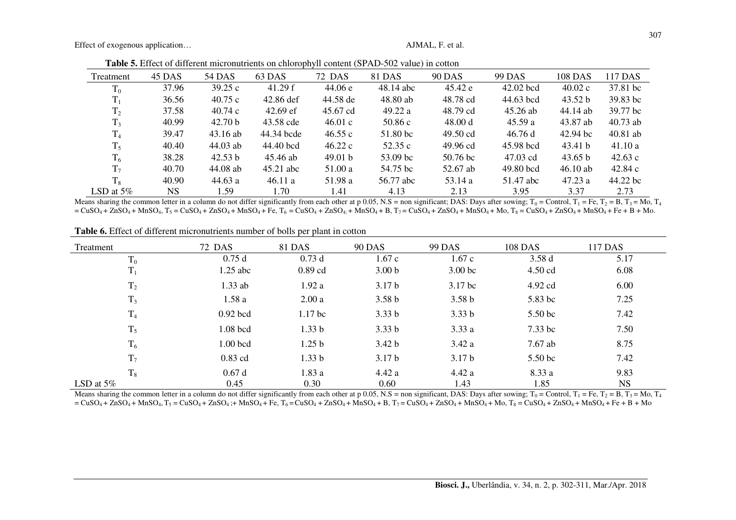**Table 5.** Effect of different micronutrients on chlorophyll content (SPAD-502 value) in cotton

| Treatment | 45 DAS | 54 DAS | 63 DAS | 72 DAS | 81 DAS | 90 DAS | 99 DAS | 108 DAS | 117 DAS |
|---|---|---|---|---|---|---|---|---|---|
| $T_0$ | 37.96 | 39.25 c | 41.29 f | 44.06 e | 48.14 abc | 45.42 e | 42.02 bcd | 40.02 c | 37.81 bc |
| $T_1$ | 36.56 | 40.75 c | 42.86 def | 44.58 de | 48.80 ab | 48.78 cd | 44.63 bcd | 43.52 b | 39.83 bc |
| $T_2$ | 37.58 | 40.74 c | 42.69 ef | 45.67 cd | 49.22 a | 48.79 cd | 45.26 ab | 44.14 ab | 39.77 bc |
| $T_3$ | 40.99 | 42.70 b | 43.58 cde | 46.01 c | 50.86 c | 48.00 d | 45.59 a | 43.87 ab | 40.73 ab |
| $T_4$ | 39.47 | 43.16 ab | 44.34 bcde | 46.55 c | 51.80 bc | 49.50 cd | 46.76 d | 42.94 bc | 40.81 ab |
| $T_5$ | 40.40 | 44.03 ab | 44.40 bcd | 46.22 c | 52.35 c | 49.96 cd | 45.98 bcd | 43.41 b | 41.10 a |
| $T_6$ | 38.28 | 42.53 b | 45.46 ab | 49.01 b | 53.09 bc | 50.76 bc | 47.03 cd | 43.65 b | 42.63 c |
| $T_7$ | 40.70 | 44.08 ab | 45.21 abc | 51.00 a | 54.75 bc | 52.67 ab | 49.80 bcd | 46.10 ab | 42.84 c |
| $T_8$ | 40.90 | 44.63 a | 46.11 a | 51.98 a | 56.77 abc | 53.14 a | 51.47 abc | 47.23 a | 44.22 bc |
| LSD at 5% | NS | 1.59 | 1.70 | 1.41 | 4.13 | 2.13 | 3.95 | 3.37 | 2.73 |

Means sharing the common letter in a column do not differ significantly from each other at p 0.05, N.S = non significant; DAS: Days after sowing; $T_0$ = Control, $T_1$ = Fe, $T_2$ = B, $T_3$ = Mo, $T_4$ = $CuSO_4$ + $ZnSO_4$ + $MnSO_4$, $T_5$ = $CuSO_4$ + $ZnSO_4$ + $MnSO_4$ + Fe, $T_6$ = $CuSO_4$ + $ZnSO_4$; + $MnSO_4$ + B, $T_7$ = $CuSO_4$ + $ZnSO_4$ + $MnSO_4$ + Mo, $T_8$ = $CuSO_4$ + $ZnSO_4$ + $MnSO_4$ + Fe + B + Mo.

**Table 6.** Effect of different micronutrients number of bolls per plant in cotton

| Treatment | 72 DAS | 81 DAS | 90 DAS | 99 DAS | 108 DAS | 117 DAS |
|---|---|---|---|---|---|---|
| $T_0$ | 0.75 d | 0.73 d | 1.67 c | 1.67 c | 3.58 d | 5.17 |
| $T_1$ | 1.25 abc | 0.89 cd | 3.00 b | 3.00 bc | 4.50 cd | 6.08 |
| $T_2$ | 1.33 ab | 1.92 a | 3.17 b | 3.17 bc | 4.92 cd | 6.00 |
| $T_3$ | 1.58 a | 2.00 a | 3.58 b | 3.58 b | 5.83 bc | 7.25 |
| $T_4$ | 0.92 bcd | 1.17 bc | 3.33 b | 3.33 b | 5.50 bc | 7.42 |
| $T_5$ | 1.08 bcd | 1.33 b | 3.33 b | 3.33 a | 7.33 bc | 7.50 |
| $T_6$ | 1.00 bcd | 1.25 b | 3.42 b | 3.42 a | 7.67 ab | 8.75 |
| $T_7$ | 0.83 cd | 1.33 b | 3.17 b | 3.17 b | 5.50 bc | 7.42 |
| $T_8$ | 0.67 d | 1.83 a | 4.42 a | 4.42 a | 8.33 a | 9.83 |
| LSD at 5% | 0.45 | 0.30 | 0.60 | 1.43 | 1.85 | NS |

Means sharing the common letter in a column do not differ significantly from each other at p 0.05, N.S = non significant, DAS: Days after sowing; $T_0$ = Control, $T_1$ = Fe, $T_2$ = B, $T_3$ = Mo, $T_4$ = $CuSO_4$ + $ZnSO_4$ + $MnSO_4$, $T_5$ = $CuSO_4$ + $ZnSO_4$ ;+ $MnSO_4$ + Fe, $T_6$ = $CuSO_4$ + $ZnSO_4$ + $MnSO_4$ + B, $T_7$ = $CuSO_4$ + $ZnSO_4$ + $MnSO_4$ + Mo, $T_8$ = $CuSO_4$ + $ZnSO_4$ + $MnSO_4$ + Fe + B + Mo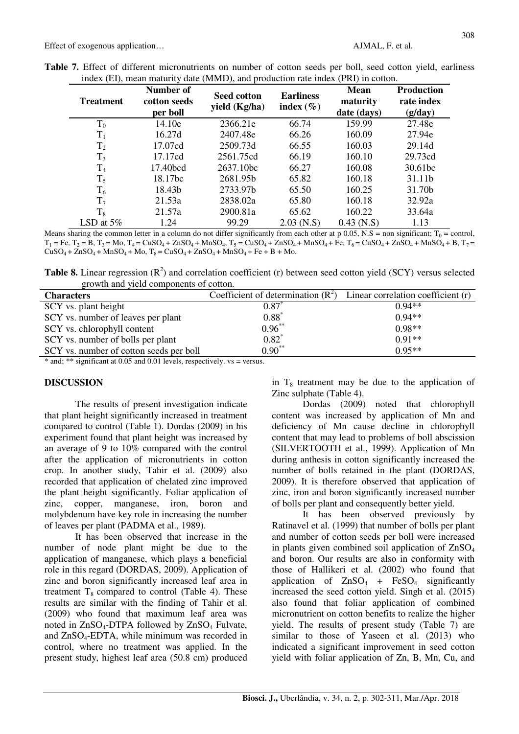**Table 7.** Effect of different micronutrients on number of cotton seeds per boll, seed cotton yield, earliness index (EI), mean maturity date (MMD), and production rate index (PRI) in cotton.

| Treatment | Number of cotton seeds per boll | Seed cotton yield (Kg/ha) | Earliness index (%) | Mean maturity date (days) | Production rate index (g/day) |
|---|---|---|---|---|---|
| $T_0$ | 14.10e | 2366.21e | 66.74 | 159.99 | 27.48e |
| $T_1$ | 16.27d | 2407.48e | 66.26 | 160.09 | 27.94e |
| $T_2$ | 17.07cd | 2509.73d | 66.55 | 160.03 | 29.14d |
| $T_3$ | 17.17cd | 2561.75cd | 66.19 | 160.10 | 29.73cd |
| $T_4$ | 17.40bcd | 2637.10bc | 66.27 | 160.08 | 30.61bc |
| $T_5$ | 18.17bc | 2681.95b | 65.82 | 160.18 | 31.11b |
| $T_6$ | 18.43b | 2733.97b | 65.50 | 160.25 | 31.70b |
| $T_7$ | 21.53a | 2838.02a | 65.80 | 160.18 | 32.92a |
| $T_8$ | 21.57a | 2900.81a | 65.62 | 160.22 | 33.64a |
| LSD at 5% | 1.24 | 99.29 | 2.03 (N.S) | 0.43 (N.S) | 1.13 |

Means sharing the common letter in a column do not differ significantly from each other at p 0.05, N.S = non significant; $T_0$ = control, $T_1$ = Fe, $T_2$ = B, $T_3$ = Mo, $T_4$ = $CuSO_4$ + $ZnSO_4$ + $MnSO_4$, $T_5$ = $CuSO_4$ + $ZnSO_4$ + $MnSO_4$ + Fe, $T_6$ = $CuSO_4$ + $ZnSO_4$ + $MnSO_4$ + B, $T_7$ = $CuSO_4$ + $ZnSO_4$ + $MnSO_4$ + Mo, $T_8$ = $CuSO_4$ + $ZnSO_4$ + $MnSO_4$ + Fe + B + Mo.

**Table 8.** Linear regression ($R^2$) and correlation coefficient (r) between seed cotton yield (SCY) versus selected growth and yield components of cotton.

| Characters | Coefficient of determination ($R^2$) | Linear correlation coefficient (r) |
|---|---|---|
| SCY vs. plant height | $0.87^{*}$ | 0.94** |
| SCY vs. number of leaves per plant | $0.88^{*}$ | 0.94** |
| SCY vs. chlorophyll content | $0.96^{**}$ | 0.98** |
| SCY vs. number of bolls per plant | $0.82^{*}$ | 0.91** |
| SCY vs. number of cotton seeds per boll | $0.90^{**}$ | 0.95** |

* and; ** significant at 0.05 and 0.01 levels, respectively. vs = versus.

## DISCUSSION

The results of present investigation indicate that plant height significantly increased in treatment compared to control (Table 1). Dordas (2009) in his experiment found that plant height was increased by an average of 9 to 10% compared with the control after the application of micronutrients in cotton crop. In another study, Tahir et al. (2009) also recorded that application of chelated zinc improved the plant height significantly. Foliar application of zinc, copper, manganese, iron, boron and molybdenum have key role in increasing the number of leaves per plant (PADMA et al., 1989).

It has been observed that increase in the number of node plant might be due to the application of manganese, which plays a beneficial role in this regard (DORDAS, 2009). Application of zinc and boron significantly increased leaf area in treatment $T_8$ compared to control (Table 4). These results are similar with the finding of Tahir et al. (2009) who found that maximum leaf area was noted in $ZnSO_4$-DTPA followed by $ZnSO_4$ Fulvate, and $ZnSO_4$-EDTA, while minimum was recorded in control, where no treatment was applied. In the present study, highest leaf area (50.8 cm) produced in $T_8$ treatment may be due to the application of Zinc sulphate (Table 4).

Dordas (2009) noted that chlorophyll content was increased by application of Mn and deficiency of Mn cause decline in chlorophyll content that may lead to problems of boll abscission (SILVERTOOTH et al., 1999). Application of Mn during anthesis in cotton significantly increased the number of bolls retained in the plant (DORDAS, 2009). It is therefore observed that application of zinc, iron and boron significantly increased number of bolls per plant and consequently better yield.

It has been observed previously by Ratinavel et al. (1999) that number of bolls per plant and number of cotton seeds per boll were increased in plants given combined soil application of $ZnSO_4$ and boron. Our results are also in conformity with those of Hallikeri et al. (2002) who found that application of $ZnSO_4$ + $FeSO_4$ significantly increased the seed cotton yield. Singh et al. (2015) also found that foliar application of combined micronutrient on cotton benefits to realize the higher yield. The results of present study (Table 7) are similar to those of Yaseen et al. (2013) who indicated a significant improvement in seed cotton yield with foliar application of Zn, B, Mn, Cu, and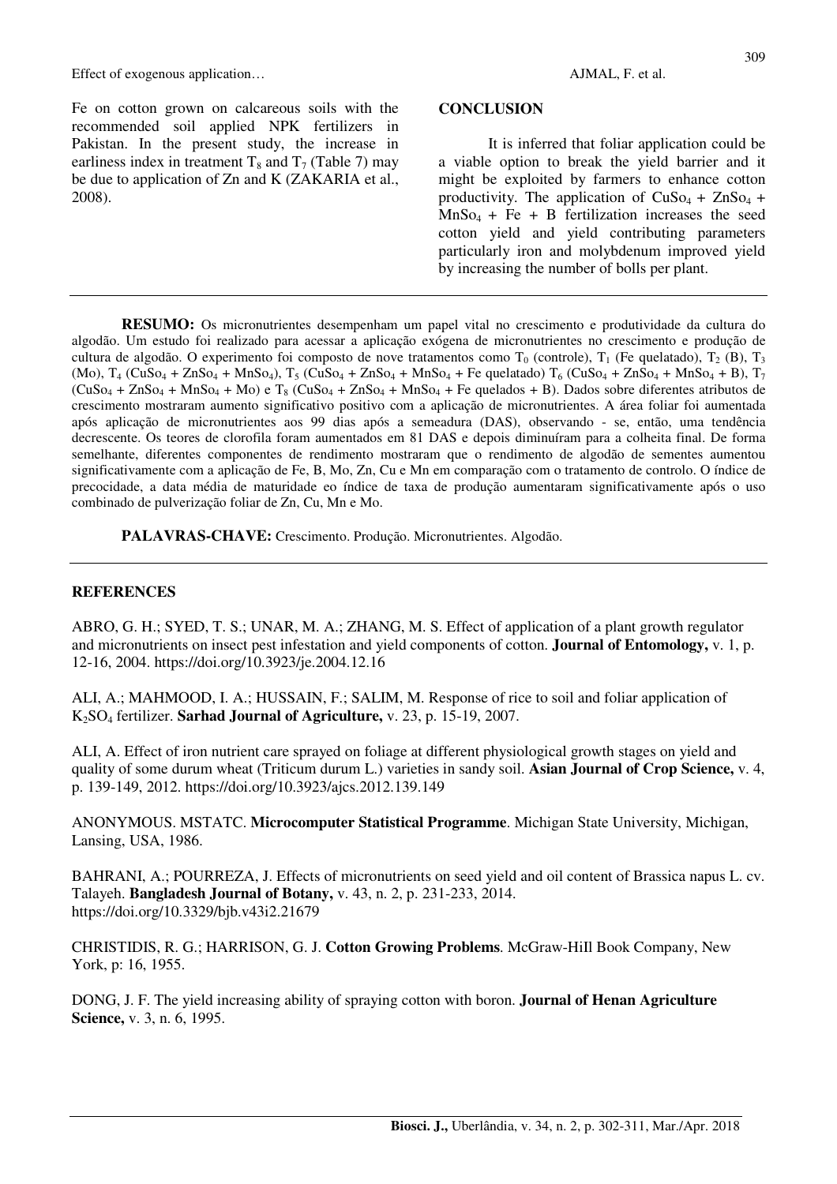Fe on cotton grown on calcareous soils with the recommended soil applied NPK fertilizers in Pakistan. In the present study, the increase in earliness index in treatment $T_8$ and $T_7$ (Table 7) may be due to application of Zn and K (ZAKARIA et al., 2008).

## CONCLUSION

It is inferred that foliar application could be a viable option to break the yield barrier and it might be exploited by farmers to enhance cotton productivity. The application of $CuSo_4$ + $ZnSo_4$ + $MnSo_4$ + Fe + B fertilization increases the seed cotton yield and yield contributing parameters particularly iron and molybdenum improved yield by increasing the number of bolls per plant.

---

**RESUMO:** Os micronutrientes desempenham um papel vital no crescimento e produtividade da cultura do algodão. Um estudo foi realizado para acessar a aplicação exógena de micronutrientes no crescimento e produção de cultura de algodão. O experimento foi composto de nove tratamentos como $T_0$ (controle), $T_1$ (Fe quelatado), $T_2$ (B), $T_3$ (Mo), $T_4$ ($CuSo_4$ + $ZnSo_4$ + $MnSo_4$), $T_5$ ($CuSo_4$ + $ZnSo_4$ + $MnSo_4$ + Fe quelatado) $T_6$ ($CuSo_4$ + $ZnSo_4$ + $MnSo_4$ + B), $T_7$ ($CuSo_4$ + $ZnSo_4$ + $MnSo_4$ + Mo) e $T_8$ ($CuSo_4$ + $ZnSo_4$ + $MnSo_4$ + Fe quelados + B). Dados sobre diferentes atributos de crescimento mostraram aumento significativo positivo com a aplicação de micronutrientes. A área foliar foi aumentada após aplicação de micronutrientes aos 99 dias após a semeadura (DAS), observando - se, então, uma tendência decrescente. Os teores de clorofila foram aumentados em 81 DAS e depois diminuíram para a colheita final. De forma semelhante, diferentes componentes de rendimento mostraram que o rendimento de algodão de sementes aumentou significativamente com a aplicação de Fe, B, Mo, Zn, Cu e Mn em comparação com o tratamento de controlo. O índice de precocidade, a data média de maturidade eo índice de taxa de produção aumentaram significativamente após o uso combinado de pulverização foliar de Zn, Cu, Mn e Mo.

**PALAVRAS-CHAVE:** Crescimento. Produção. Micronutrientes. Algodão.

---

## REFERENCES

ABRO, G. H.; SYED, T. S.; UNAR, M. A.; ZHANG, M. S. Effect of application of a plant growth regulator and micronutrients on insect pest infestation and yield components of cotton. **Journal of Entomology,** v. 1, p. 12-16, 2004. https://doi.org/10.3923/je.2004.12.16

ALI, A.; MAHMOOD, I. A.; HUSSAIN, F.; SALIM, M. Response of rice to soil and foliar application of $K_2SO_4$ fertilizer. **Sarhad Journal of Agriculture,** v. 23, p. 15-19, 2007.

ALI, A. Effect of iron nutrient care sprayed on foliage at different physiological growth stages on yield and quality of some durum wheat (Triticum durum L.) varieties in sandy soil. **Asian Journal of Crop Science,** v. 4, p. 139-149, 2012. https://doi.org/10.3923/ajcs.2012.139.149

ANONYMOUS. MSTATC. **Microcomputer Statistical Programme**. Michigan State University, Michigan, Lansing, USA, 1986.

BAHRANI, A.; POURREZA, J. Effects of micronutrients on seed yield and oil content of Brassica napus L. cv. Talayeh. **Bangladesh Journal of Botany,** v. 43, n. 2, p. 231-233, 2014. https://doi.org/10.3329/bjb.v43i2.21679

CHRISTIDIS, R. G.; HARRISON, G. J. **Cotton Growing Problems**. McGraw-HiIl Book Company, New York, p: 16, 1955.

DONG, J. F. The yield increasing ability of spraying cotton with boron. **Journal of Henan Agriculture Science,** v. 3, n. 6, 1995.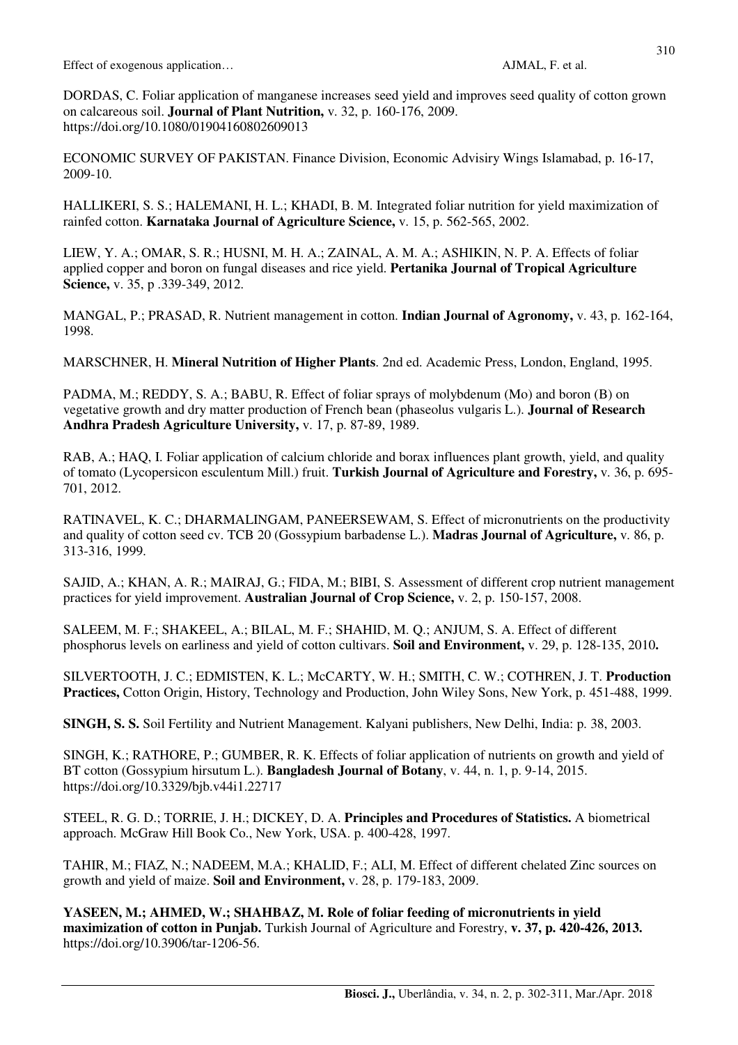DORDAS, C. Foliar application of manganese increases seed yield and improves seed quality of cotton grown on calcareous soil. **Journal of Plant Nutrition,** v. 32, p. 160-176, 2009. https://doi.org/10.1080/01904160802609013

ECONOMIC SURVEY OF PAKISTAN. Finance Division, Economic Advisiry Wings Islamabad, p. 16-17, 2009-10.

HALLIKERI, S. S.; HALEMANI, H. L.; KHADI, B. M. Integrated foliar nutrition for yield maximization of rainfed cotton. **Karnataka Journal of Agriculture Science,** v. 15, p. 562-565, 2002.

LIEW, Y. A.; OMAR, S. R.; HUSNI, M. H. A.; ZAINAL, A. M. A.; ASHIKIN, N. P. A. Effects of foliar applied copper and boron on fungal diseases and rice yield. **Pertanika Journal of Tropical Agriculture Science,** v. 35, p .339-349, 2012.

MANGAL, P.; PRASAD, R. Nutrient management in cotton. **Indian Journal of Agronomy,** v. 43, p. 162-164, 1998.

MARSCHNER, H. **Mineral Nutrition of Higher Plants**. 2nd ed. Academic Press, London, England, 1995.

PADMA, M.; REDDY, S. A.; BABU, R. Effect of foliar sprays of molybdenum (Mo) and boron (B) on vegetative growth and dry matter production of French bean (phaseolus vulgaris L.). **Journal of Research Andhra Pradesh Agriculture University,** v. 17, p. 87-89, 1989.

RAB, A.; HAQ, I. Foliar application of calcium chloride and borax influences plant growth, yield, and quality of tomato (Lycopersicon esculentum Mill.) fruit. **Turkish Journal of Agriculture and Forestry,** v. 36, p. 695-701, 2012.

RATINAVEL, K. C.; DHARMALINGAM, PANEERSEWAM, S. Effect of micronutrients on the productivity and quality of cotton seed cv. TCB 20 (Gossypium barbadense L.). **Madras Journal of Agriculture,** v. 86, p. 313-316, 1999.

SAJID, A.; KHAN, A. R.; MAIRAJ, G.; FIDA, M.; BIBI, S. Assessment of different crop nutrient management practices for yield improvement. **Australian Journal of Crop Science,** v. 2, p. 150-157, 2008.

SALEEM, M. F.; SHAKEEL, A.; BILAL, M. F.; SHAHID, M. Q.; ANJUM, S. A. Effect of different phosphorus levels on earliness and yield of cotton cultivars. **Soil and Environment,** v. 29, p. 128-135, 2010**.**

SILVERTOOTH, J. C.; EDMISTEN, K. L.; McCARTY, W. H.; SMITH, C. W.; COTHREN, J. T. **Production Practices,** Cotton Origin, History, Technology and Production, John Wiley Sons, New York, p. 451-488, 1999.

**SINGH, S. S.** Soil Fertility and Nutrient Management. Kalyani publishers, New Delhi, India: p. 38, 2003.

SINGH, K.; RATHORE, P.; GUMBER, R. K. Effects of foliar application of nutrients on growth and yield of BT cotton (Gossypium hirsutum L.). **Bangladesh Journal of Botany**, v. 44, n. 1, p. 9-14, 2015. https://doi.org/10.3329/bjb.v44i1.22717

STEEL, R. G. D.; TORRIE, J. H.; DICKEY, D. A. **Principles and Procedures of Statistics.** A biometrical approach. McGraw Hill Book Co., New York, USA. p. 400-428, 1997.

TAHIR, M.; FIAZ, N.; NADEEM, M.A.; KHALID, F.; ALI, M. Effect of different chelated Zinc sources on growth and yield of maize. **Soil and Environment,** v. 28, p. 179-183, 2009.

**YASEEN, M.; AHMED, W.; SHAHBAZ, M. Role of foliar feeding of micronutrients in yield maximization of cotton in Punjab.** Turkish Journal of Agriculture and Forestry, **v. 37, p. 420-426, 2013.** https://doi.org/10.3906/tar-1206-56.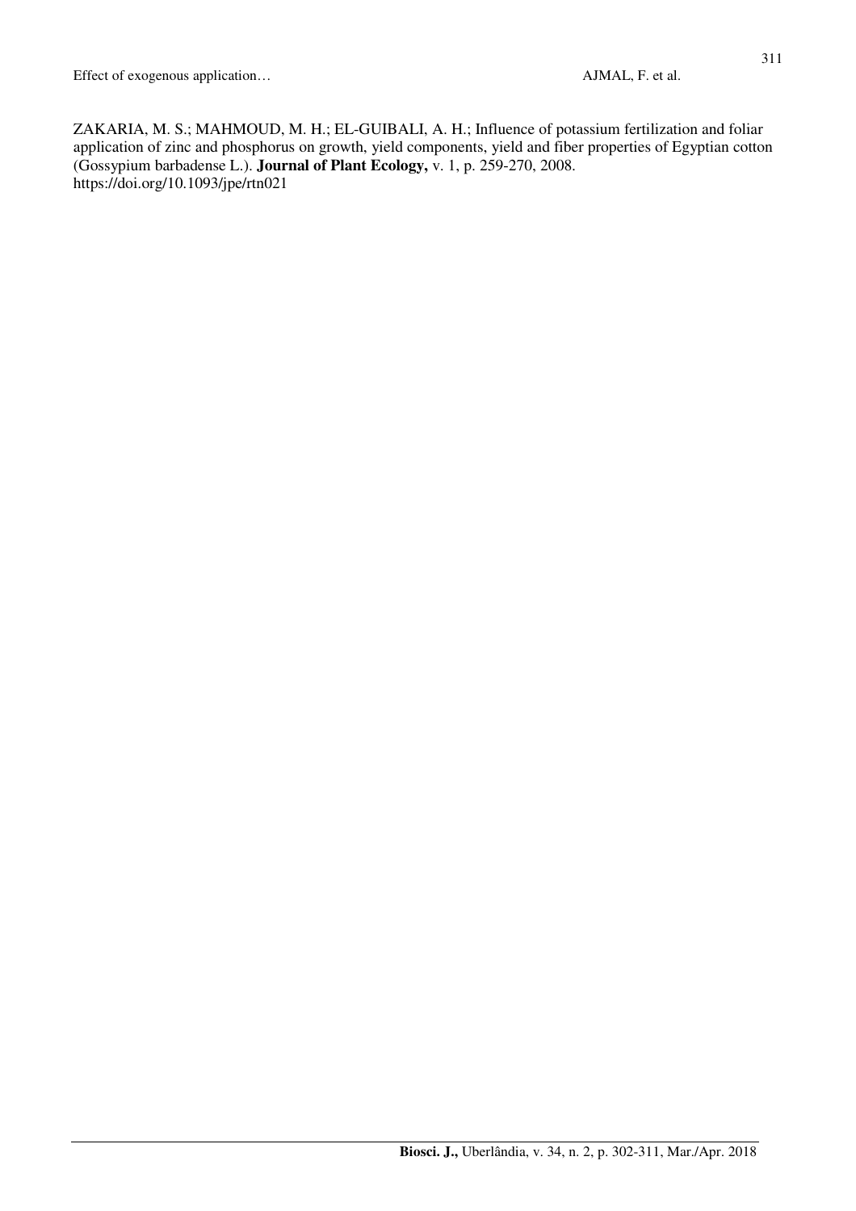ZAKARIA, M. S.; MAHMOUD, M. H.; EL-GUIBALI, A. H.; Influence of potassium fertilization and foliar application of zinc and phosphorus on growth, yield components, yield and fiber properties of Egyptian cotton (Gossypium barbadense L.). **Journal of Plant Ecology,** v. 1, p. 259-270, 2008. https://doi.org/10.1093/jpe/rtn021